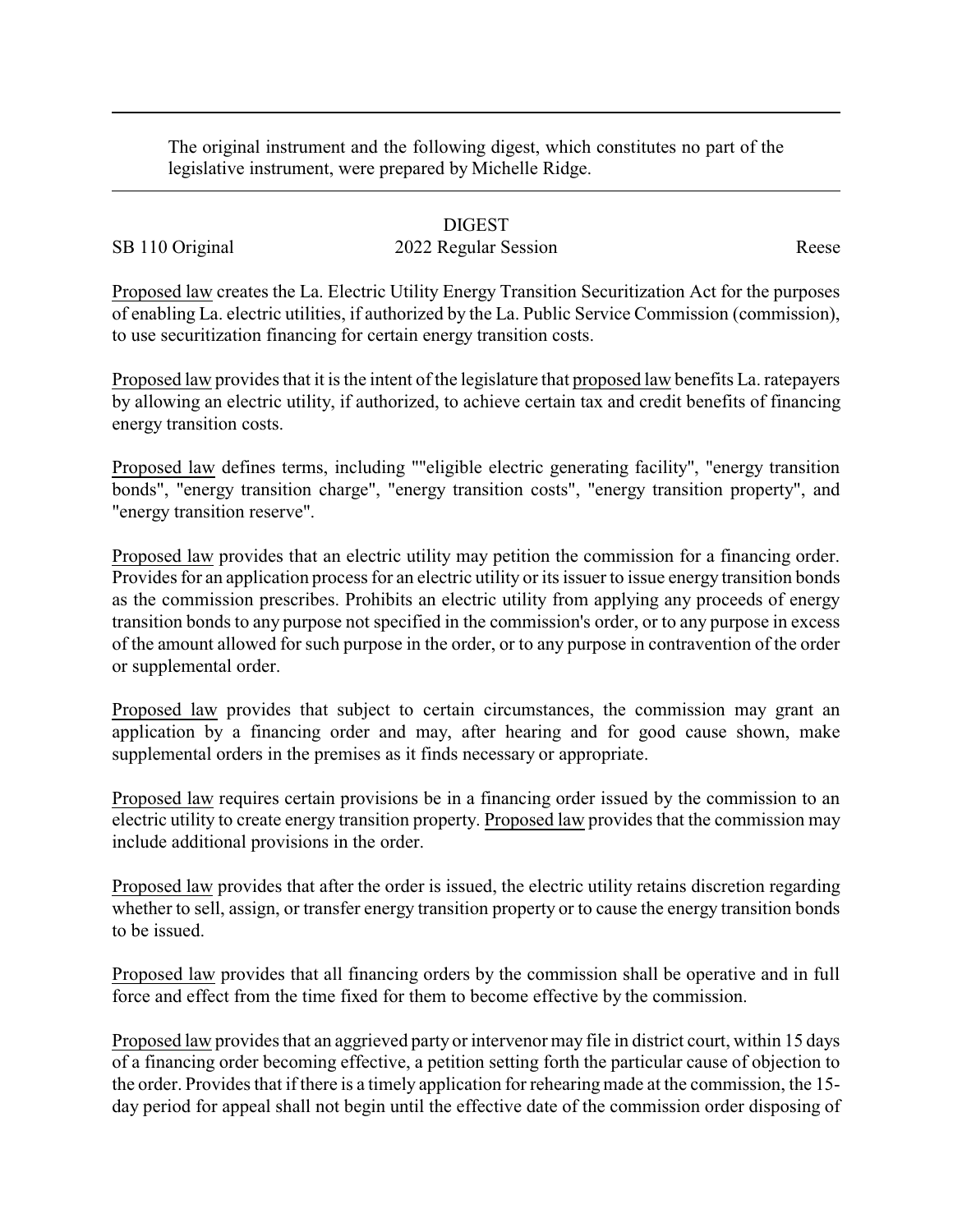The original instrument and the following digest, which constitutes no part of the legislative instrument, were prepared by Michelle Ridge.

DIGEST

SB 110 Original 2022 Regular Session Reese

<u>Proposed law</u> creates the La. Electric Utility Energy Transition Securitization Act for the purposes of enabling La. electric utilities, if authorized by the La. Public Service Commission (commission), to use securitization financing for certain energy transition costs.

<u>Proposed law</u> provides that it is the intent of the legislature that <u>proposed law</u> benefits La. ratepayers by allowing an electric utility, if authorized, to achieve certain tax and credit benefits of financing energy transition costs.

<u>Proposed law</u> defines terms, including ""eligible electric generating facility", "energy transition bonds", "energy transition charge", "energy transition costs", "energy transition property", and "energy transition reserve".

<u>Proposed law</u> provides that an electric utility may petition the commission for a financing order. Provides for an application process for an electric utility or its issuer to issue energy transition bonds as the commission prescribes. Prohibits an electric utility from applying any proceeds of energy transition bonds to any purpose not specified in the commission's order, or to any purpose in excess of the amount allowed for such purpose in the order, or to any purpose in contravention of the order or supplemental order.

<u>Proposed law</u> provides that subject to certain circumstances, the commission may grant an application by a financing order and may, after hearing and for good cause shown, make supplemental orders in the premises as it finds necessary or appropriate.

<u>Proposed law</u> requires certain provisions be in a financing order issued by the commission to an electric utility to create energy transition property. <u>Proposed law</u> provides that the commission may include additional provisions in the order.

<u>Proposed law</u> provides that after the order is issued, the electric utility retains discretion regarding whether to sell, assign, or transfer energy transition property or to cause the energy transition bonds to be issued.

<u>Proposed law</u> provides that all financing orders by the commission shall be operative and in full force and effect from the time fixed for them to become effective by the commission.

<u>Proposed law</u> provides that an aggrieved party or intervenor may file in district court, within 15 days of a financing order becoming effective, a petition setting forth the particular cause of objection to the order. Provides that if there is a timely application for rehearing made at the commission, the 15-day period for appeal shall not begin until the effective date of the commission order disposing of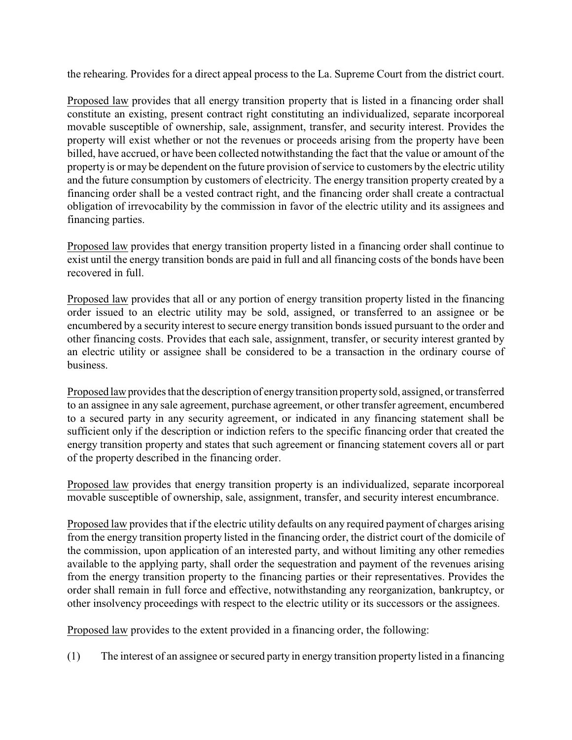the rehearing. Provides for a direct appeal process to the La. Supreme Court from the district court.

Proposed law provides that all energy transition property that is listed in a financing order shall constitute an existing, present contract right constituting an individualized, separate incorporeal movable susceptible of ownership, sale, assignment, transfer, and security interest. Provides the property will exist whether or not the revenues or proceeds arising from the property have been billed, have accrued, or have been collected notwithstanding the fact that the value or amount of the property is or may be dependent on the future provision of service to customers by the electric utility and the future consumption by customers of electricity. The energy transition property created by a financing order shall be a vested contract right, and the financing order shall create a contractual obligation of irrevocability by the commission in favor of the electric utility and its assignees and financing parties.

Proposed law provides that energy transition property listed in a financing order shall continue to exist until the energy transition bonds are paid in full and all financing costs of the bonds have been recovered in full.

Proposed law provides that all or any portion of energy transition property listed in the financing order issued to an electric utility may be sold, assigned, or transferred to an assignee or be encumbered by a security interest to secure energy transition bonds issued pursuant to the order and other financing costs. Provides that each sale, assignment, transfer, or security interest granted by an electric utility or assignee shall be considered to be a transaction in the ordinary course of business.

Proposed law provides that the description of energy transition property sold, assigned, or transferred to an assignee in any sale agreement, purchase agreement, or other transfer agreement, encumbered to a secured party in any security agreement, or indicated in any financing statement shall be sufficient only if the description or indiction refers to the specific financing order that created the energy transition property and states that such agreement or financing statement covers all or part of the property described in the financing order.

Proposed law provides that energy transition property is an individualized, separate incorporeal movable susceptible of ownership, sale, assignment, transfer, and security interest encumbrance.

Proposed law provides that if the electric utility defaults on any required payment of charges arising from the energy transition property listed in the financing order, the district court of the domicile of the commission, upon application of an interested party, and without limiting any other remedies available to the applying party, shall order the sequestration and payment of the revenues arising from the energy transition property to the financing parties or their representatives. Provides the order shall remain in full force and effective, notwithstanding any reorganization, bankruptcy, or other insolvency proceedings with respect to the electric utility or its successors or the assignees.

Proposed law provides to the extent provided in a financing order, the following:

(1) The interest of an assignee or secured party in energy transition property listed in a financing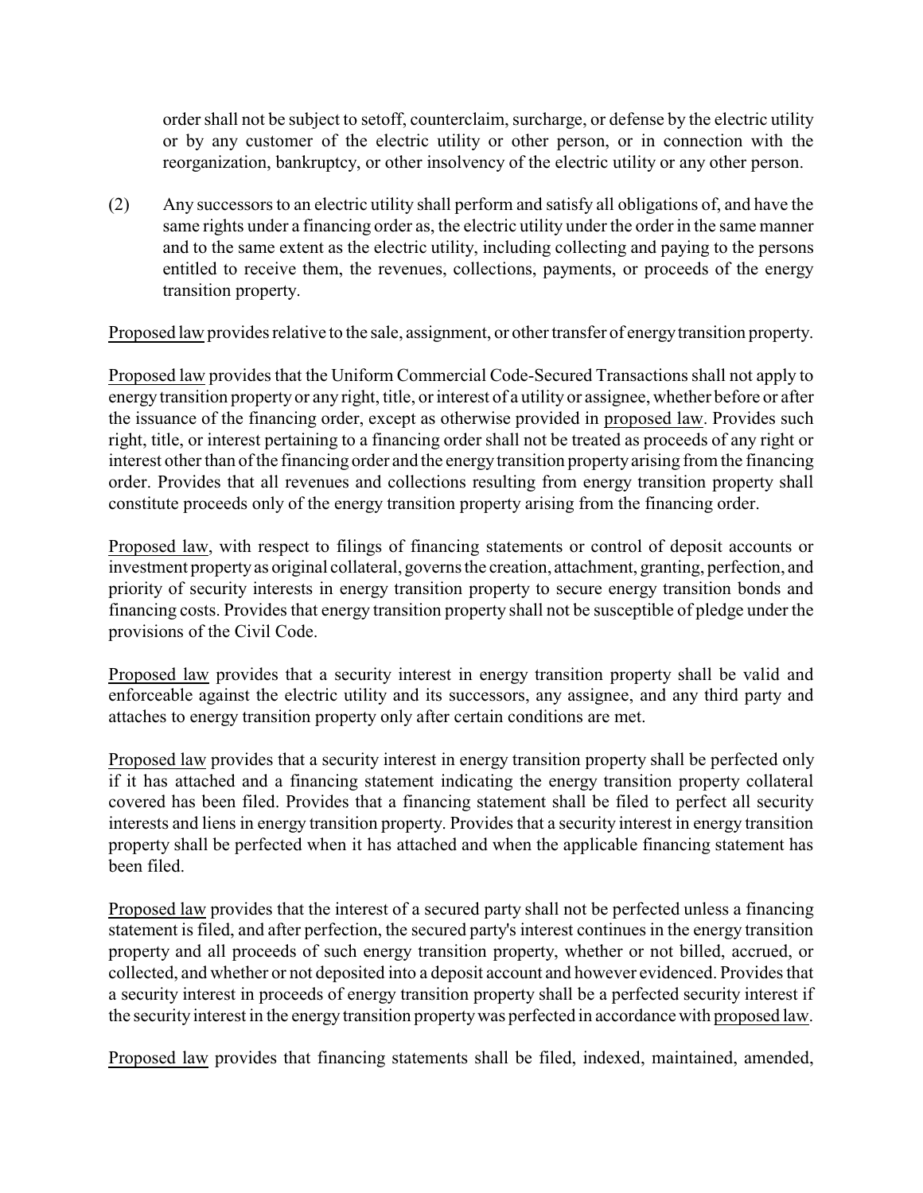order shall not be subject to setoff, counterclaim, surcharge, or defense by the electric utility or by any customer of the electric utility or other person, or in connection with the reorganization, bankruptcy, or other insolvency of the electric utility or any other person.

(2) Any successors to an electric utility shall perform and satisfy all obligations of, and have the same rights under a financing order as, the electric utility under the order in the same manner and to the same extent as the electric utility, including collecting and paying to the persons entitled to receive them, the revenues, collections, payments, or proceeds of the energy transition property.

Proposed law provides relative to the sale, assignment, or other transfer of energy transition property.

Proposed law provides that the Uniform Commercial Code-Secured Transactions shall not apply to energy transition property or any right, title, or interest of a utility or assignee, whether before or after the issuance of the financing order, except as otherwise provided in proposed law. Provides such right, title, or interest pertaining to a financing order shall not be treated as proceeds of any right or interest other than of the financing order and the energy transition property arising from the financing order. Provides that all revenues and collections resulting from energy transition property shall constitute proceeds only of the energy transition property arising from the financing order.

Proposed law, with respect to filings of financing statements or control of deposit accounts or investment property as original collateral, governs the creation, attachment, granting, perfection, and priority of security interests in energy transition property to secure energy transition bonds and financing costs. Provides that energy transition property shall not be susceptible of pledge under the provisions of the Civil Code.

Proposed law provides that a security interest in energy transition property shall be valid and enforceable against the electric utility and its successors, any assignee, and any third party and attaches to energy transition property only after certain conditions are met.

Proposed law provides that a security interest in energy transition property shall be perfected only if it has attached and a financing statement indicating the energy transition property collateral covered has been filed. Provides that a financing statement shall be filed to perfect all security interests and liens in energy transition property. Provides that a security interest in energy transition property shall be perfected when it has attached and when the applicable financing statement has been filed.

Proposed law provides that the interest of a secured party shall not be perfected unless a financing statement is filed, and after perfection, the secured party's interest continues in the energy transition property and all proceeds of such energy transition property, whether or not billed, accrued, or collected, and whether or not deposited into a deposit account and however evidenced. Provides that a security interest in proceeds of energy transition property shall be a perfected security interest if the security interest in the energy transition property was perfected in accordance with proposed law.

Proposed law provides that financing statements shall be filed, indexed, maintained, amended,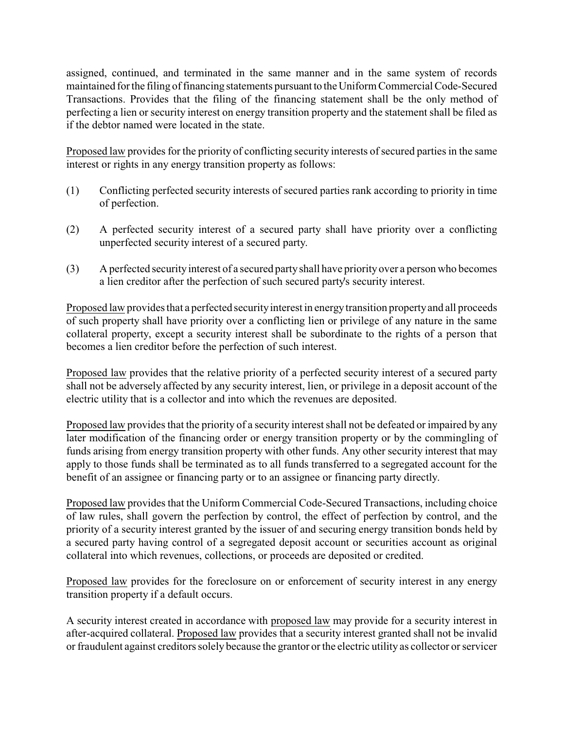assigned, continued, and terminated in the same manner and in the same system of records maintained for the filing of financing statements pursuant to the Uniform Commercial Code-Secured Transactions. Provides that the filing of the financing statement shall be the only method of perfecting a lien or security interest on energy transition property and the statement shall be filed as if the debtor named were located in the state.

Proposed law provides for the priority of conflicting security interests of secured parties in the same interest or rights in any energy transition property as follows:

(1) Conflicting perfected security interests of secured parties rank according to priority in time of perfection.

(2) A perfected security interest of a secured party shall have priority over a conflicting unperfected security interest of a secured party.

(3) A perfected security interest of a secured party shall have priority over a person who becomes a lien creditor after the perfection of such secured party's security interest.

Proposed law provides that a perfected security interest in energy transition property and all proceeds of such property shall have priority over a conflicting lien or privilege of any nature in the same collateral property, except a security interest shall be subordinate to the rights of a person that becomes a lien creditor before the perfection of such interest.

Proposed law provides that the relative priority of a perfected security interest of a secured party shall not be adversely affected by any security interest, lien, or privilege in a deposit account of the electric utility that is a collector and into which the revenues are deposited.

Proposed law provides that the priority of a security interest shall not be defeated or impaired by any later modification of the financing order or energy transition property or by the commingling of funds arising from energy transition property with other funds. Any other security interest that may apply to those funds shall be terminated as to all funds transferred to a segregated account for the benefit of an assignee or financing party or to an assignee or financing party directly.

Proposed law provides that the Uniform Commercial Code-Secured Transactions, including choice of law rules, shall govern the perfection by control, the effect of perfection by control, and the priority of a security interest granted by the issuer of and securing energy transition bonds held by a secured party having control of a segregated deposit account or securities account as original collateral into which revenues, collections, or proceeds are deposited or credited.

Proposed law provides for the foreclosure on or enforcement of security interest in any energy transition property if a default occurs.

A security interest created in accordance with proposed law may provide for a security interest in after-acquired collateral. Proposed law provides that a security interest granted shall not be invalid or fraudulent against creditors solely because the grantor or the electric utility as collector or servicer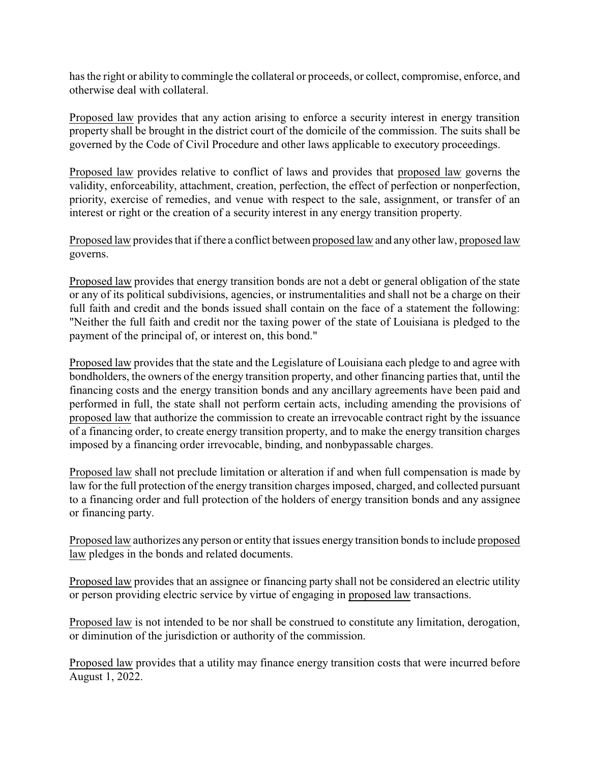has the right or ability to commingle the collateral or proceeds, or collect, compromise, enforce, and otherwise deal with collateral.

Proposed law provides that any action arising to enforce a security interest in energy transition property shall be brought in the district court of the domicile of the commission. The suits shall be governed by the Code of Civil Procedure and other laws applicable to executory proceedings.

Proposed law provides relative to conflict of laws and provides that proposed law governs the validity, enforceability, attachment, creation, perfection, the effect of perfection or nonperfection, priority, exercise of remedies, and venue with respect to the sale, assignment, or transfer of an interest or right or the creation of a security interest in any energy transition property.

Proposed law provides that if there a conflict between proposed law and any other law, proposed law governs.

Proposed law provides that energy transition bonds are not a debt or general obligation of the state or any of its political subdivisions, agencies, or instrumentalities and shall not be a charge on their full faith and credit and the bonds issued shall contain on the face of a statement the following: "Neither the full faith and credit nor the taxing power of the state of Louisiana is pledged to the payment of the principal of, or interest on, this bond."

Proposed law provides that the state and the Legislature of Louisiana each pledge to and agree with bondholders, the owners of the energy transition property, and other financing parties that, until the financing costs and the energy transition bonds and any ancillary agreements have been paid and performed in full, the state shall not perform certain acts, including amending the provisions of proposed law that authorize the commission to create an irrevocable contract right by the issuance of a financing order, to create energy transition property, and to make the energy transition charges imposed by a financing order irrevocable, binding, and nonbypassable charges.

Proposed law shall not preclude limitation or alteration if and when full compensation is made by law for the full protection of the energy transition charges imposed, charged, and collected pursuant to a financing order and full protection of the holders of energy transition bonds and any assignee or financing party.

Proposed law authorizes any person or entity that issues energy transition bonds to include proposed law pledges in the bonds and related documents.

Proposed law provides that an assignee or financing party shall not be considered an electric utility or person providing electric service by virtue of engaging in proposed law transactions.

Proposed law is not intended to be nor shall be construed to constitute any limitation, derogation, or diminution of the jurisdiction or authority of the commission.

Proposed law provides that a utility may finance energy transition costs that were incurred before August 1, 2022.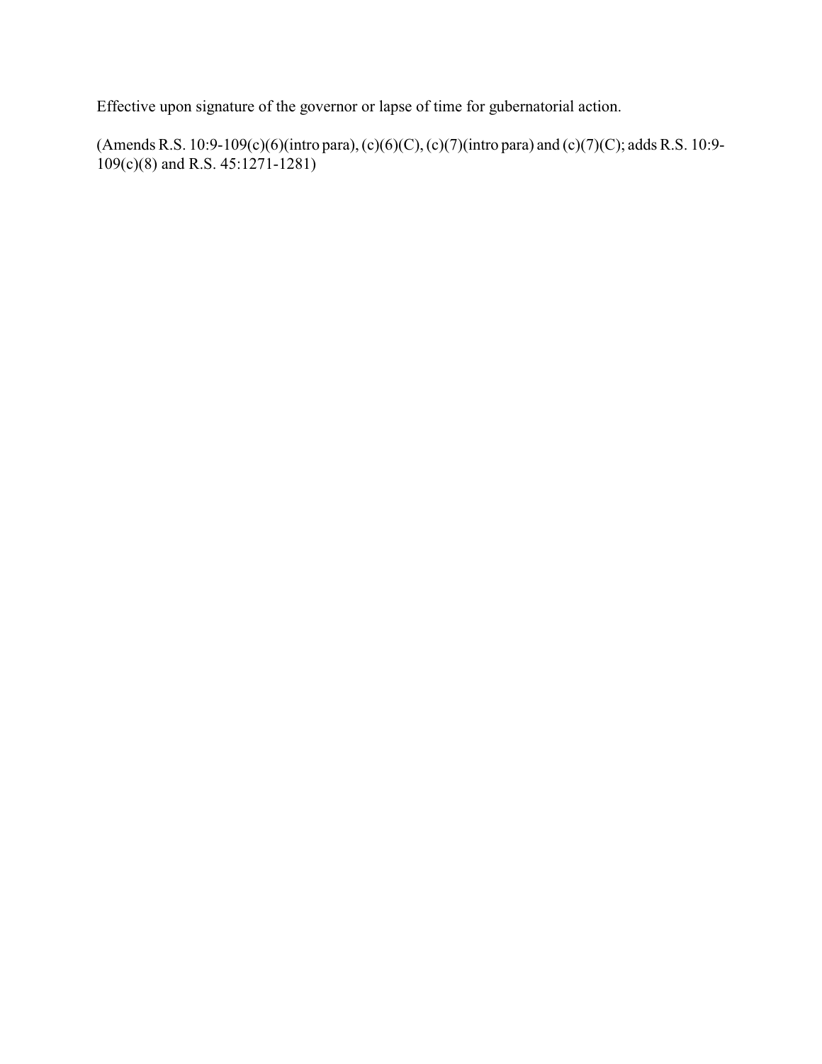Effective upon signature of the governor or lapse of time for gubernatorial action.

(Amends R.S. 10:9-109(c)(6)(intro para), (c)(6)(C), (c)(7)(intro para) and (c)(7)(C); adds R.S. 10:9-109(c)(8) and R.S. 45:1271-1281)